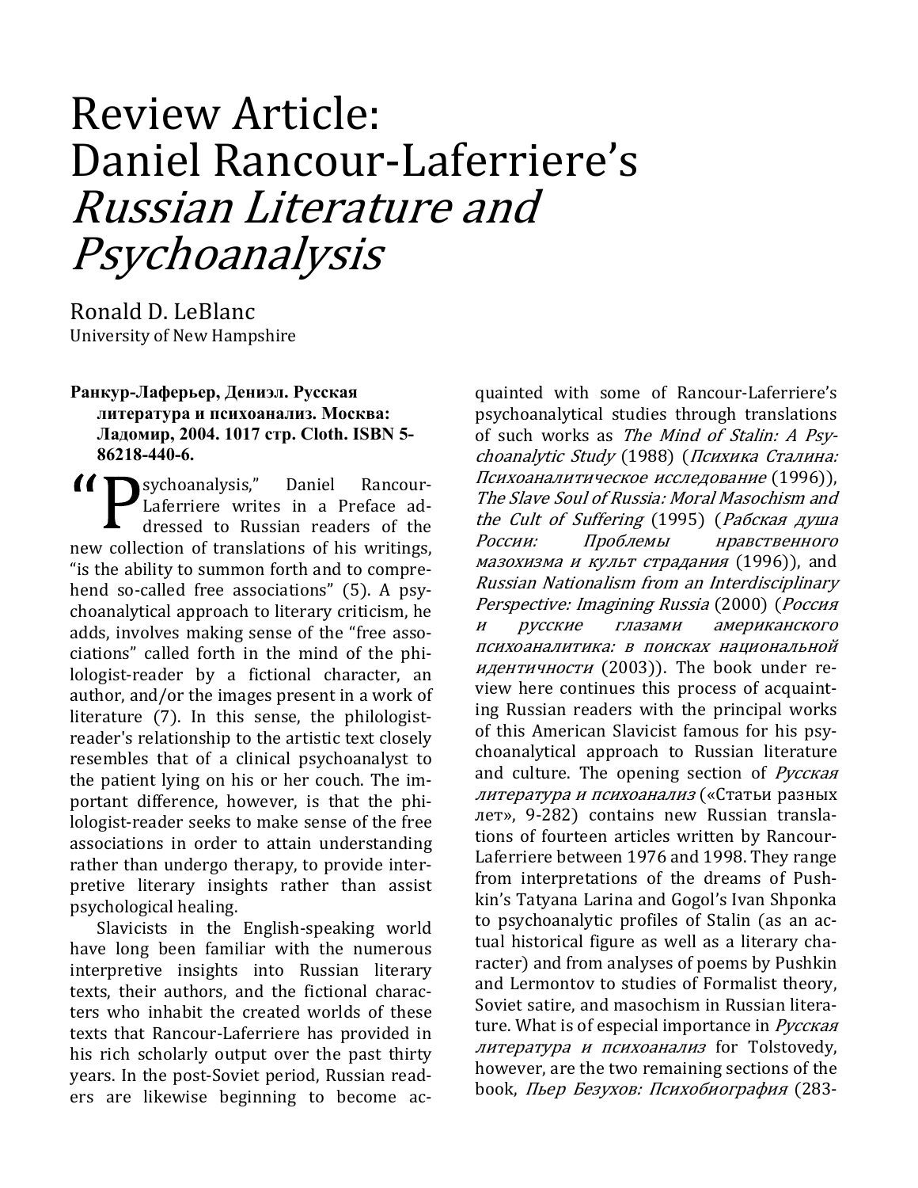# Review Article: Daniel Rancour-Laferriere's *Russian Literature and Psychoanalysis*

Ronald D. LeBlanc
University of New Hampshire

**Ранкур-Лаферьер, Дениэл. Русская литература и психоанализ. Москва: Ладомир, 2004. 1017 стр. Cloth. ISBN 5-86218-440-6.**

"Psychoanalysis," Daniel Rancour-Laferriere writes in a Preface addressed to Russian readers of the new collection of translations of his writings, "is the ability to summon forth and to comprehend so-called free associations" (5). A psychoanalytical approach to literary criticism, he adds, involves making sense of the "free associations" called forth in the mind of the philologist-reader by a fictional character, an author, and/or the images present in a work of literature (7). In this sense, the philologist-reader's relationship to the artistic text closely resembles that of a clinical psychoanalyst to the patient lying on his or her couch. The important difference, however, is that the philologist-reader seeks to make sense of the free associations in order to attain understanding rather than undergo therapy, to provide interpretive literary insights rather than assist psychological healing.

Slavicists in the English-speaking world have long been familiar with the numerous interpretive insights into Russian literary texts, their authors, and the fictional characters who inhabit the created worlds of these texts that Rancour-Laferriere has provided in his rich scholarly output over the past thirty years. In the post-Soviet period, Russian readers are likewise beginning to become acquainted with some of Rancour-Laferriere's psychoanalytical studies through translations of such works as *The Mind of Stalin: A Psychoanalytic Study* (1988) (*Психика Сталина: Психоаналитическое исследование* (1996)), *The Slave Soul of Russia: Moral Masochism and the Cult of Suffering* (1995) (*Рабская душа России: Проблемы нравственного мазохизма и культ страдания* (1996)), and *Russian Nationalism from an Interdisciplinary Perspective: Imagining Russia* (2000) (*Россия и русские глазами американского психоаналитика: в поисках национальной идентичности* (2003)). The book under review here continues this process of acquainting Russian readers with the principal works of this American Slavicist famous for his psychoanalytical approach to Russian literature and culture. The opening section of *Русская литература и психоанализ* («Статьи разных лет», 9-282) contains new Russian translations of fourteen articles written by Rancour-Laferriere between 1976 and 1998. They range from interpretations of the dreams of Pushkin's Tatyana Larina and Gogol's Ivan Shponka to psychoanalytic profiles of Stalin (as an actual historical figure as well as a literary character) and from analyses of poems by Pushkin and Lermontov to studies of Formalist theory, Soviet satire, and masochism in Russian literature. What is of especial importance in *Русская литература и психоанализ* for Tolstovedy, however, are the two remaining sections of the book, *Пьер Безухов: Психобиография* (283-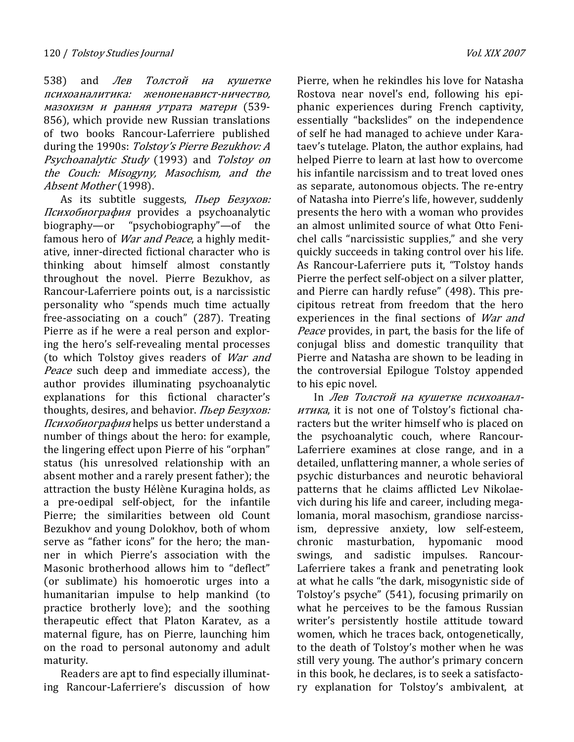538) and *Лев Толстой на кушетке психоаналитика: женоненавист-ничество, мазохизм и ранняя утрата матери* (539-856), which provide new Russian translations of two books Rancour-Laferriere published during the 1990s: *Tolstoy's Pierre Bezukhov: A Psychoanalytic Study* (1993) and *Tolstoy on the Couch: Misogyny, Masochism, and the Absent Mother* (1998).

As its subtitle suggests, *Пьер Безухов: Психобиография* provides a psychoanalytic biography—or "psychobiography"—of the famous hero of *War and Peace*, a highly meditative, inner-directed fictional character who is thinking about himself almost constantly throughout the novel. Pierre Bezukhov, as Rancour-Laferriere points out, is a narcissistic personality who "spends much time actually free-associating on a couch" (287). Treating Pierre as if he were a real person and exploring the hero's self-revealing mental processes (to which Tolstoy gives readers of *War and Peace* such deep and immediate access), the author provides illuminating psychoanalytic explanations for this fictional character's thoughts, desires, and behavior. *Пьер Безухов: Психобиография* helps us better understand a number of things about the hero: for example, the lingering effect upon Pierre of his "orphan" status (his unresolved relationship with an absent mother and a rarely present father); the attraction the busty Hélène Kuragina holds, as a pre-oedipal self-object, for the infantile Pierre; the similarities between old Count Bezukhov and young Dolokhov, both of whom serve as "father icons" for the hero; the manner in which Pierre's association with the Masonic brotherhood allows him to "deflect" (or sublimate) his homoerotic urges into a humanitarian impulse to help mankind (to practice brotherly love); and the soothing therapeutic effect that Platon Karatev, as a maternal figure, has on Pierre, launching him on the road to personal autonomy and adult maturity.

Readers are apt to find especially illuminating Rancour-Laferriere's discussion of how Pierre, when he rekindles his love for Natasha Rostova near novel's end, following his epiphanic experiences during French captivity, essentially "backslides" on the independence of self he had managed to achieve under Karataev's tutelage. Platon, the author explains, had helped Pierre to learn at last how to overcome his infantile narcissism and to treat loved ones as separate, autonomous objects. The re-entry of Natasha into Pierre's life, however, suddenly presents the hero with a woman who provides an almost unlimited source of what Otto Fenichel calls "narcissistic supplies," and she very quickly succeeds in taking control over his life. As Rancour-Laferriere puts it, "Tolstoy hands Pierre the perfect self-object on a silver platter, and Pierre can hardly refuse" (498). This precipitous retreat from freedom that the hero experiences in the final sections of *War and Peace* provides, in part, the basis for the life of conjugal bliss and domestic tranquility that Pierre and Natasha are shown to be leading in the controversial Epilogue Tolstoy appended to his epic novel.

In *Лев Толстой на кушетке психоаналитика*, it is not one of Tolstoy's fictional characters but the writer himself who is placed on the psychoanalytic couch, where Rancour-Laferriere examines at close range, and in a detailed, unflattering manner, a whole series of psychic disturbances and neurotic behavioral patterns that he claims afflicted Lev Nikolaevich during his life and career, including megalomania, moral masochism, grandiose narcissism, depressive anxiety, low self-esteem, chronic masturbation, hypomanic mood swings, and sadistic impulses. Rancour-Laferriere takes a frank and penetrating look at what he calls "the dark, misogynistic side of Tolstoy's psyche" (541), focusing primarily on what he perceives to be the famous Russian writer's persistently hostile attitude toward women, which he traces back, ontogenetically, to the death of Tolstoy's mother when he was still very young. The author's primary concern in this book, he declares, is to seek a satisfactory explanation for Tolstoy's ambivalent, at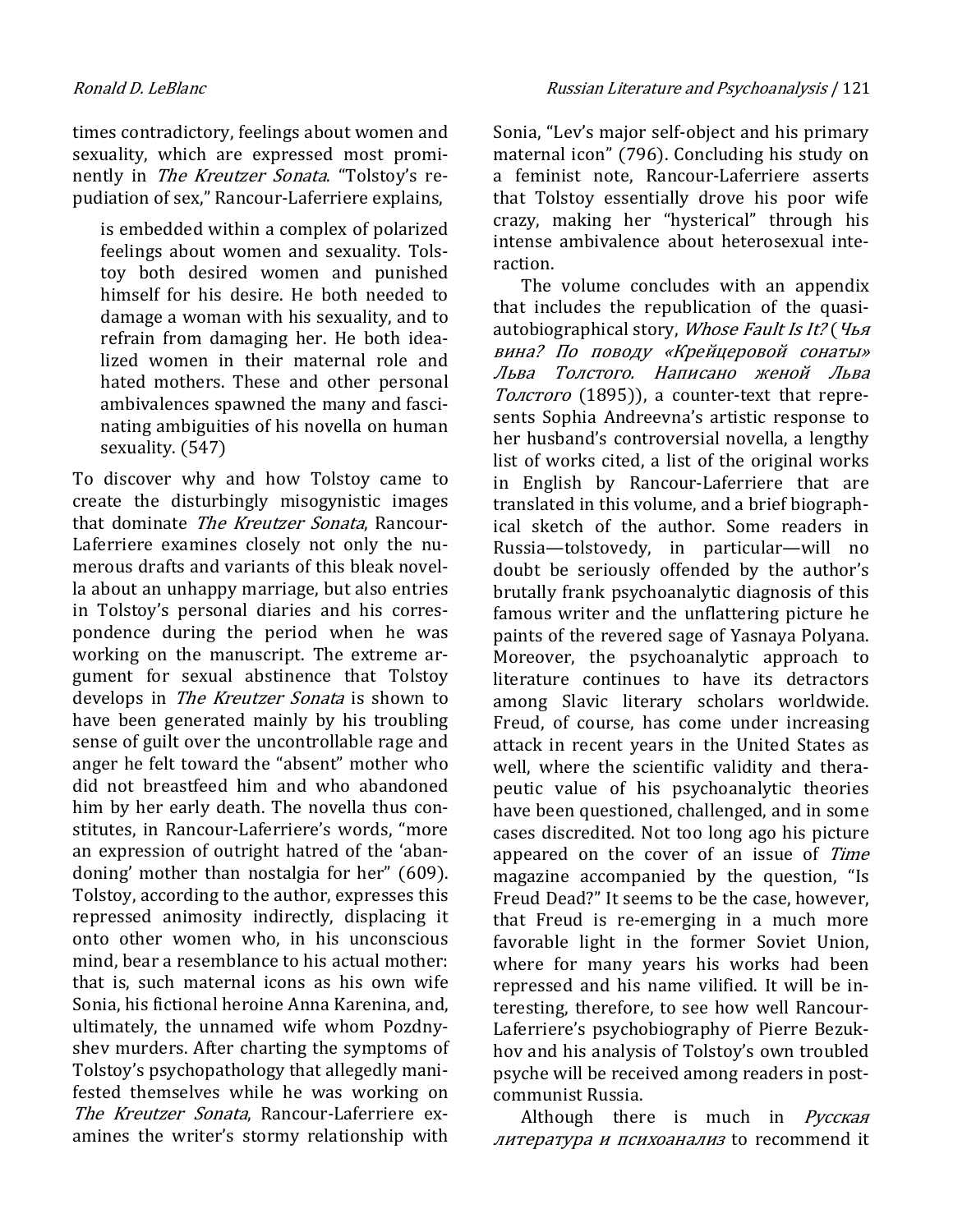times contradictory, feelings about women and sexuality, which are expressed most prominently in *The Kreutzer Sonata*. "Tolstoy's repudiation of sex," Rancour-Laferriere explains,

> is embedded within a complex of polarized feelings about women and sexuality. Tolstoy both desired women and punished himself for his desire. He both needed to damage a woman with his sexuality, and to refrain from damaging her. He both idealized women in their maternal role and hated mothers. These and other personal ambivalences spawned the many and fascinating ambiguities of his novella on human sexuality. (547)

To discover why and how Tolstoy came to create the disturbingly misogynistic images that dominate *The Kreutzer Sonata*, Rancour-Laferriere examines closely not only the numerous drafts and variants of this bleak novella about an unhappy marriage, but also entries in Tolstoy's personal diaries and his correspondence during the period when he was working on the manuscript. The extreme argument for sexual abstinence that Tolstoy develops in *The Kreutzer Sonata* is shown to have been generated mainly by his troubling sense of guilt over the uncontrollable rage and anger he felt toward the "absent" mother who did not breastfeed him and who abandoned him by her early death. The novella thus constitutes, in Rancour-Laferriere's words, "more an expression of outright hatred of the 'abandoning' mother than nostalgia for her" (609). Tolstoy, according to the author, expresses this repressed animosity indirectly, displacing it onto other women who, in his unconscious mind, bear a resemblance to his actual mother: that is, such maternal icons as his own wife Sonia, his fictional heroine Anna Karenina, and, ultimately, the unnamed wife whom Pozdnyshev murders. After charting the symptoms of Tolstoy's psychopathology that allegedly manifested themselves while he was working on *The Kreutzer Sonata*, Rancour-Laferriere examines the writer's stormy relationship with Sonia, "Lev's major self-object and his primary maternal icon" (796). Concluding his study on a feminist note, Rancour-Laferriere asserts that Tolstoy essentially drove his poor wife crazy, making her "hysterical" through his intense ambivalence about heterosexual interaction.

The volume concludes with an appendix that includes the republication of the quasi-autobiographical story, *Whose Fault Is It?* (*Чья вина? По поводу «Крейцеровой сонаты» Льва Толстого. Написано женой Льва Толстого* (1895)), a counter-text that represents Sophia Andreevna's artistic response to her husband's controversial novella, a lengthy list of works cited, a list of the original works in English by Rancour-Laferriere that are translated in this volume, and a brief biographical sketch of the author. Some readers in Russia—tolstovedy, in particular—will no doubt be seriously offended by the author's brutally frank psychoanalytic diagnosis of this famous writer and the unflattering picture he paints of the revered sage of Yasnaya Polyana. Moreover, the psychoanalytic approach to literature continues to have its detractors among Slavic literary scholars worldwide. Freud, of course, has come under increasing attack in recent years in the United States as well, where the scientific validity and therapeutic value of his psychoanalytic theories have been questioned, challenged, and in some cases discredited. Not too long ago his picture appeared on the cover of an issue of *Time* magazine accompanied by the question, "Is Freud Dead?" It seems to be the case, however, that Freud is re-emerging in a much more favorable light in the former Soviet Union, where for many years his works had been repressed and his name vilified. It will be interesting, therefore, to see how well Rancour-Laferriere's psychobiography of Pierre Bezukhov and his analysis of Tolstoy's own troubled psyche will be received among readers in post-communist Russia.

Although there is much in *Русская литература и психоанализ* to recommend it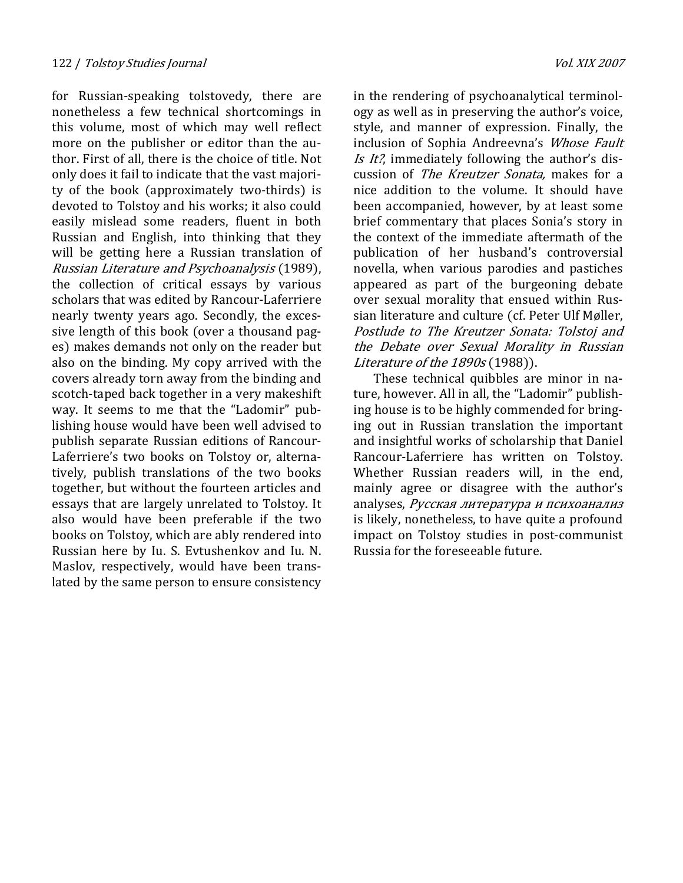for Russian-speaking tolstovedy, there are nonetheless a few technical shortcomings in this volume, most of which may well reflect more on the publisher or editor than the author. First of all, there is the choice of title. Not only does it fail to indicate that the vast majority of the book (approximately two-thirds) is devoted to Tolstoy and his works; it also could easily mislead some readers, fluent in both Russian and English, into thinking that they will be getting here a Russian translation of *Russian Literature and Psychoanalysis* (1989), the collection of critical essays by various scholars that was edited by Rancour-Laferriere nearly twenty years ago. Secondly, the excessive length of this book (over a thousand pages) makes demands not only on the reader but also on the binding. My copy arrived with the covers already torn away from the binding and scotch-taped back together in a very makeshift way. It seems to me that the "Ladomir" publishing house would have been well advised to publish separate Russian editions of Rancour-Laferriere's two books on Tolstoy or, alternatively, publish translations of the two books together, but without the fourteen articles and essays that are largely unrelated to Tolstoy. It also would have been preferable if the two books on Tolstoy, which are ably rendered into Russian here by Iu. S. Evtushenkov and Iu. N. Maslov, respectively, would have been translated by the same person to ensure consistency in the rendering of psychoanalytical terminology as well as in preserving the author's voice, style, and manner of expression. Finally, the inclusion of Sophia Andreevna's *Whose Fault Is It?*, immediately following the author's discussion of *The Kreutzer Sonata,* makes for a nice addition to the volume. It should have been accompanied, however, by at least some brief commentary that places Sonia's story in the context of the immediate aftermath of the publication of her husband's controversial novella, when various parodies and pastiches appeared as part of the burgeoning debate over sexual morality that ensued within Russian literature and culture (cf. Peter Ulf Møller, *Postlude to The Kreutzer Sonata: Tolstoj and the Debate over Sexual Morality in Russian Literature of the 1890s* (1988)).

These technical quibbles are minor in nature, however. All in all, the "Ladomir" publishing house is to be highly commended for bringing out in Russian translation the important and insightful works of scholarship that Daniel Rancour-Laferriere has written on Tolstoy. Whether Russian readers will, in the end, mainly agree or disagree with the author's analyses, *Русская литература и психоанализ* is likely, nonetheless, to have quite a profound impact on Tolstoy studies in post-communist Russia for the foreseeable future.